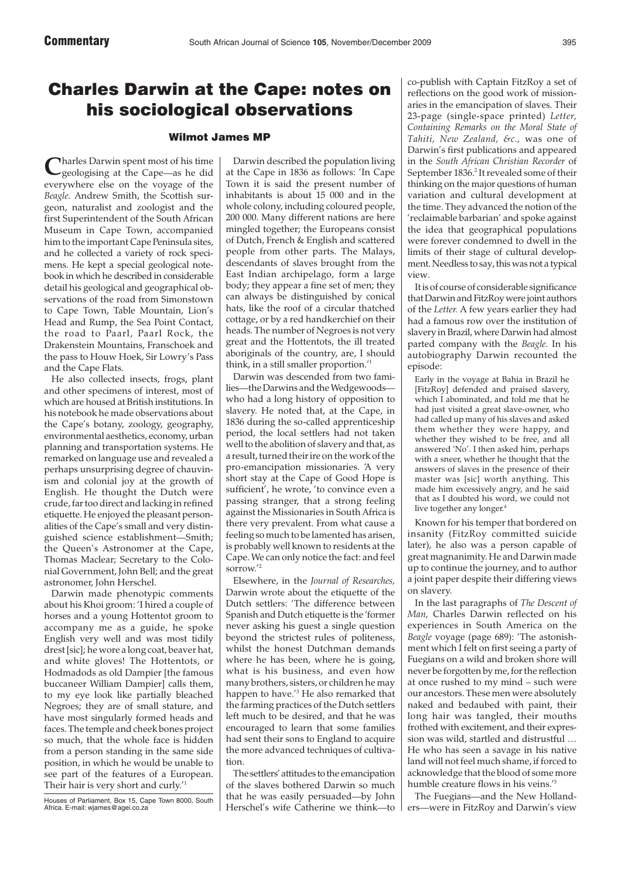# Charles Darwin at the Cape: notes on his sociological observations

### Wilmot James MP

Charles Darwin spent most of his time geologising at the Cape—as he did everywhere else on the voyage of the *Beagle*. Andrew Smith, the Scottish surgeon, naturalist and zoologist and the first Superintendent of the South African Museum in Cape Town, accompanied him to the important Cape Peninsula sites, and he collected a variety of rock specimens. He kept a special geological notebook in which he described in considerable detail his geological and geographical observations of the road from Simonstown to Cape Town, Table Mountain, Lion's Head and Rump, the Sea Point Contact, the road to Paarl, Paarl Rock, the Drakenstein Mountains, Franschoek and the pass to Houw Hoek, Sir Lowry's Pass and the Cape Flats.

He also collected insects, frogs, plant and other specimens of interest, most of which are housed at British institutions. In his notebook he made observations about the Cape's botany, zoology, geography, environmental aesthetics, economy, urban planning and transportation systems. He remarked on language use and revealed a perhaps unsurprising degree of chauvinism and colonial joy at the growth of English. He thought the Dutch were crude, far too direct and lacking in refined etiquette. He enjoyed the pleasant personalities of the Cape's small and very distinguished science establishment—Smith; the Queen's Astronomer at the Cape, Thomas Maclear; Secretary to the Colonial Government, John Bell; and the great astronomer, John Herschel.

Darwin made phenotypic comments about his Khoi groom: 'I hired a couple of horses and a young Hottentot groom to accompany me as a guide, he spoke English very well and was most tidily drest [sic]; he wore a long coat, beaver hat, and white gloves! The Hottentots, or Hodmadods as old Dampier [the famous buccaneer William Dampier] calls them, to my eye look like partially bleached Negroes; they are of small stature, and have most singularly formed heads and faces. The temple and cheek bones project so much, that the whole face is hidden from a person standing in the same side position, in which he would be unable to see part of the features of a European. Their hair is very short and curly.'[1]

Houses of Parliament, Box 15, Cape Town 8000, South Africa. E-mail: wjames@agei.co.za

Darwin described the population living at the Cape in 1836 as follows: 'In Cape Town it is said the present number of inhabitants is about 15 000 and in the whole colony, including coloured people, 200 000. Many different nations are here mingled together; the Europeans consist of Dutch, French & English and scattered people from other parts. The Malays, descendants of slaves brought from the East Indian archipelago, form a large body; they appear a fine set of men; they can always be distinguished by conical hats, like the roof of a circular thatched cottage, or by a red handkerchief on their heads. The number of Negroes is not very great and the Hottentots, the ill treated aboriginals of the country, are, I should think, in a still smaller proportion.'[1]

Darwin was descended from two families—the Darwins and the Wedgewoods—who had a long history of opposition to slavery. He noted that, at the Cape, in 1836 during the so-called apprenticeship period, the local settlers had not taken well to the abolition of slavery and that, as a result, turned their ire on the work of the pro-emancipation missionaries. 'A very short stay at the Cape of Good Hope is sufficient', he wrote, 'to convince even a passing stranger, that a strong feeling against the Missionaries in South Africa is there very prevalent. From what cause a feeling so much to be lamented has arisen, is probably well known to residents at the Cape. We can only notice the fact: and feel sorrow.'[2]

Elsewhere, in the *Journal of Researches*, Darwin wrote about the etiquette of the Dutch settlers: 'The difference between Spanish and Dutch etiquette is the 'former never asking his guest a single question beyond the strictest rules of politeness, whilst the honest Dutchman demands where he has been, where he is going, what is his business, and even how many brothers, sisters, or children he may happen to have.'[3] He also remarked that the farming practices of the Dutch settlers left much to be desired, and that he was encouraged to learn that some families had sent their sons to England to acquire the more advanced techniques of cultivation.

The settlers' attitudes to the emancipation of the slaves bothered Darwin so much that he was easily persuaded—by John Herschel's wife Catherine we think—to co-publish with Captain FitzRoy a set of reflections on the good work of missionaries in the emancipation of slaves. Their 23-page (single-space printed) *Letter, Containing Remarks on the Moral State of Tahiti, New Zealand, &c.*, was one of Darwin's first publications and appeared in the *South African Christian Recorder* of September 1836.[2] It revealed some of their thinking on the major questions of human variation and cultural development at the time. They advanced the notion of the 'reclaimable barbarian' and spoke against the idea that geographical populations were forever condemned to dwell in the limits of their stage of cultural development. Needless to say, this was not a typical view.

It is of course of considerable significance that Darwin and FitzRoy were joint authors of the *Letter*. A few years earlier they had had a famous row over the institution of slavery in Brazil, where Darwin had almost parted company with the *Beagle*. In his autobiography Darwin recounted the episode:

> Early in the voyage at Bahia in Brazil he [FitzRoy] defended and praised slavery, which I abominated, and told me that he had just visited a great slave-owner, who had called up many of his slaves and asked them whether they were happy, and whether they wished to be free, and all answered 'No'. I then asked him, perhaps with a sneer, whether he thought that the answers of slaves in the presence of their master was [sic] worth anything. This made him excessively angry, and he said that as I doubted his word, we could not live together any longer.[4]

Known for his temper that bordered on insanity (FitzRoy committed suicide later), he also was a person capable of great magnanimity. He and Darwin made up to continue the journey, and to author a joint paper despite their differing views on slavery.

In the last paragraphs of *The Descent of Man*, Charles Darwin reflected on his experiences in South America on the *Beagle* voyage (page 689): 'The astonishment which I felt on first seeing a party of Fuegians on a wild and broken shore will never be forgotten by me, for the reflection at once rushed to my mind – such were our ancestors. These men were absolutely naked and bedaubed with paint, their long hair was tangled, their mouths frothed with excitement, and their expression was wild, startled and distrustful … He who has seen a savage in his native land will not feel much shame, if forced to acknowledge that the blood of some more humble creature flows in his veins.'[5]

The Fuegians—and the New Hollanders—were in FitzRoy and Darwin's view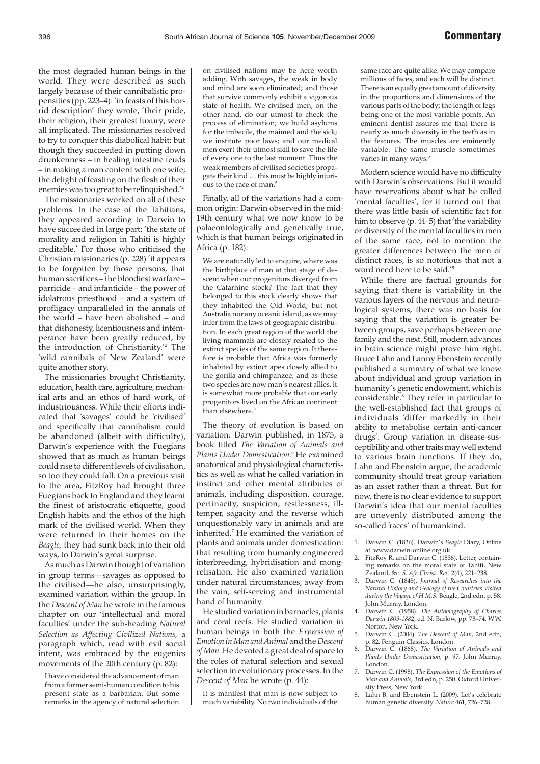the most degraded human beings in the world. They were described as such largely because of their cannibalistic propensities (pp. 223–4): 'in feasts of this horrid description' they wrote, 'their pride, their religion, their greatest luxury, were all implicated. The missionaries resolved to try to conquer this diabolical habit; but though they succeeded in putting down drunkenness – in healing intestine feuds – in making a man content with one wife; the delight of feasting on the flesh of their enemies was too great to be relinquished.'[2]

The missionaries worked on all of these problems. In the case of the Tahitians, they appeared according to Darwin to have succeeded in large part: 'the state of morality and religion in Tahiti is highly creditable.' For those who criticised the Christian missionaries (p. 228) 'it appears to be forgotten by those persons, that human sacrifices – the bloodiest warfare – parricide – and infanticide – the power of idolatrous priesthood – and a system of profligacy unparalleled in the annals of the world – have been abolished – and that dishonesty, licentiousness and intemperance have been greatly reduced, by the introduction of Christianity.'[2] The 'wild cannibals of New Zealand' were quite another story.

The missionaries brought Christianity, education, health care, agriculture, mechanical arts and an ethos of hard work, of industriousness. While their efforts indicated that 'savages' could be 'civilised' and specifically that cannibalism could be abandoned (albeit with difficulty), Darwin's experience with the Fuegians showed that as much as human beings could rise to different levels of civilisation, so too they could fall. On a previous visit to the area, FitzRoy had brought three Fuegians back to England and they learnt the finest of aristocratic etiquette, good English habits and the ethos of the high mark of the civilised world. When they were returned to their homes on the *Beagle,* they had sunk back into their old ways, to Darwin's great surprise.

As much as Darwin thought of variation in group terms—savages as opposed to the civilised—he also, unsurprisingly, examined variation within the group. In the *Descent of Man* he wrote in the famous chapter on our 'intellectual and moral faculties' under the sub-heading *Natural Selection as Affecting Civilized Nations,* a paragraph which, read with evil social intent, was embraced by the eugenics movements of the 20th century (p. 82):

> I have considered the advancement of man from a former semi-human condition to his present state as a barbarian. But some remarks in the agency of natural selection on civilised nations may be here worth adding. With savages, the weak in body and mind are soon eliminated; and those that survive commonly exhibit a vigorous state of health. We civilised men, on the other hand, do our utmost to check the process of elimination; we build asylums for the imbecile, the maimed and the sick; we institute poor laws; and our medical men exert their utmost skill to save the life of every one to the last moment. Thus the weak members of civilised societies propagate their kind … this must be highly injurious to the race of man.[5]

Finally, all of the variations had a common origin: Darwin observed in the mid-19th century what we now know to be palaeontologically and genetically true, which is that human beings originated in Africa (p. 182):

> We are naturally led to enquire, where was the birthplace of man at that stage of descent when our progenitors diverged from the Catarhine stock? The fact that they belonged to this stock clearly shows that they inhabited the Old World; but not Australia nor any oceanic island, as we may infer from the laws of geographic distribution. In each great region of the world the living mammals are closely related to the extinct species of the same region. It therefore is probable that Africa was formerly inhabited by extinct apes closely allied to the gorilla and chimpanzee; and as these two species are now man's nearest allies, it is somewhat more probable that our early progenitors lived on the African continent than elsewhere.[5]

The theory of evolution is based on variation: Darwin published, in 1875, a book titled *The Variation of Animals and Plants Under Domestication.*[6] He examined anatomical and physiological characteristics as well as what he called variation in instinct and other mental attributes of animals, including disposition, courage, pertinacity, suspicion, restlessness, ill-temper, sagacity and the reverse which unquestionably vary in animals and are inherited.[7] He examined the variation of plants and animals under domestication: that resulting from humanly engineered interbreeding, hybridisation and mongrelisation. He also examined variation under natural circumstances, away from the vain, self-serving and instrumental hand of humanity.

He studied variation in barnacles, plants and coral reefs. He studied variation in human beings in both the *Expression of Emotion in Man and Animal* and the *Descent of Man.* He devoted a great deal of space to the roles of natural selection and sexual selection in evolutionary processes. In the *Descent of Man* he wrote (p. 44):

> It is manifest that man is now subject to much variability. No two individuals of the same race are quite alike. We may compare millions of faces, and each will be distinct. There is an equally great amount of diversity in the proportions and dimensions of the various parts of the body; the length of legs being one of the most variable points. An eminent dentist assures me that there is nearly as much diversity in the teeth as in the features. The muscles are eminently variable. The same muscle sometimes varies in many ways.[5]

Modern science would have no difficulty with Darwin's observations. But it would have reservations about what he called 'mental faculties', for it turned out that there was little basis of scientific fact for him to observe (p. 44–5) that 'the variability or diversity of the mental faculties in men of the same race, not to mention the greater differences between the men of distinct races, is so notorious that not a word need here to be said.'[5]

While there are factual grounds for saying that there is variability in the various layers of the nervous and neurological systems, there was no basis for saying that the variation is greater between groups, save perhaps between one family and the next. Still, modern advances in brain science might prove him right. Bruce Lahn and Lanny Ebenstein recently published a summary of what we know about individual and group variation in humanity's genetic endowment, which is considerable.[8] They refer in particular to the well-established fact that groups of individuals 'differ markedly in their ability to metabolise certain anti-cancer drugs'. Group variation in disease-susceptibility and other traits may well extend to various brain functions. If they do, Lahn and Ebenstein argue, the academic community should treat group variation as an asset rather than a threat. But for now, there is no clear evidence to support Darwin's idea that our mental faculties are unevenly distributed among the so-called 'races' of humankind.

1. Darwin C. (1836). Darwin's *Beagle* Diary, Online at: www.darwin-online.org.uk
2. FitzRoy R. and Darwin C. (1836). Letter, containing remarks on the moral state of Tahiti, New Zealand, &c. *S. Afr. Christ. Rec.* **2**(4), 221–238.
3. Darwin C. (1845). *Journal of Researches into the Natural History and Geology of the Countries Visited during the Voyage of H.M.S.* Beagle, 2nd edn, p. 58. John Murray, London.
4. Darwin C. (1958). *The Autobiography of Charles Darwin 1809-1882*, ed. N. Barlow, pp. 73–74. W.W. Norton, New York.
5. Darwin C. (2004). *The Descent of Man,* 2nd edn, p. 82. Penguin Classics, London.
6. Darwin C. (1868). *The Variation of Animals and Plants Under Domestication,* p. 97. John Murray, London.
7. Darwin C. (1998). *The Expression of the Emotions of Man and Animals,* 3rd edn, p. 250. Oxford University Press, New York.
8. Lahn B. and Ebenstein L. (2009). Let's celebrate human genetic diversity. *Nature* **461**, 726–728.